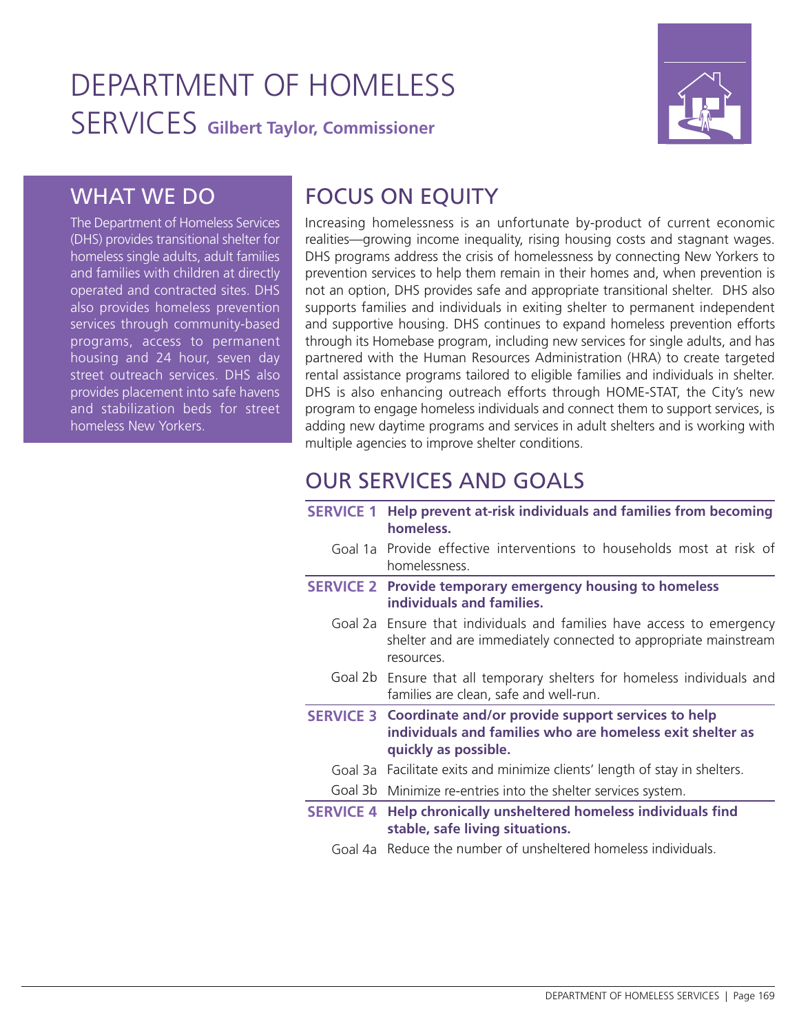# DEPARTMENT OF HOMELESS SERVICES

**Gilbert Taylor, Commissioner**

## WHAT WE DO

The Department of Homeless Services (DHS) provides transitional shelter for homeless single adults, adult families and families with children at directly operated and contracted sites. DHS also provides homeless prevention services through community-based programs, access to permanent housing and 24 hour, seven day street outreach services. DHS also provides placement into safe havens and stabilization beds for street homeless New Yorkers.

## FOCUS ON EQUITY

Increasing homelessness is an unfortunate by-product of current economic realities—growing income inequality, rising housing costs and stagnant wages. DHS programs address the crisis of homelessness by connecting New Yorkers to prevention services to help them remain in their homes and, when prevention is not an option, DHS provides safe and appropriate transitional shelter. DHS also supports families and individuals in exiting shelter to permanent independent and supportive housing. DHS continues to expand homeless prevention efforts through its Homebase program, including new services for single adults, and has partnered with the Human Resources Administration (HRA) to create targeted rental assistance programs tailored to eligible families and individuals in shelter. DHS is also enhancing outreach efforts through HOME-STAT, the City's new program to engage homeless individuals and connect them to support services, is adding new daytime programs and services in adult shelters and is working with multiple agencies to improve shelter conditions.

## OUR SERVICES AND GOALS

**SERVICE 1 Help prevent at-risk individuals and families from becoming homeless.**

- Goal 1a Provide effective interventions to households most at risk of homelessness.

**SERVICE 2 Provide temporary emergency housing to homeless individuals and families.**

- Goal 2a Ensure that individuals and families have access to emergency shelter and are immediately connected to appropriate mainstream resources.
- Goal 2b Ensure that all temporary shelters for homeless individuals and families are clean, safe and well-run.

**SERVICE 3 Coordinate and/or provide support services to help individuals and families who are homeless exit shelter as quickly as possible.**

- Goal 3a Facilitate exits and minimize clients' length of stay in shelters.
- Goal 3b Minimize re-entries into the shelter services system.

**SERVICE 4 Help chronically unsheltered homeless individuals find stable, safe living situations.**

- Goal 4a Reduce the number of unsheltered homeless individuals.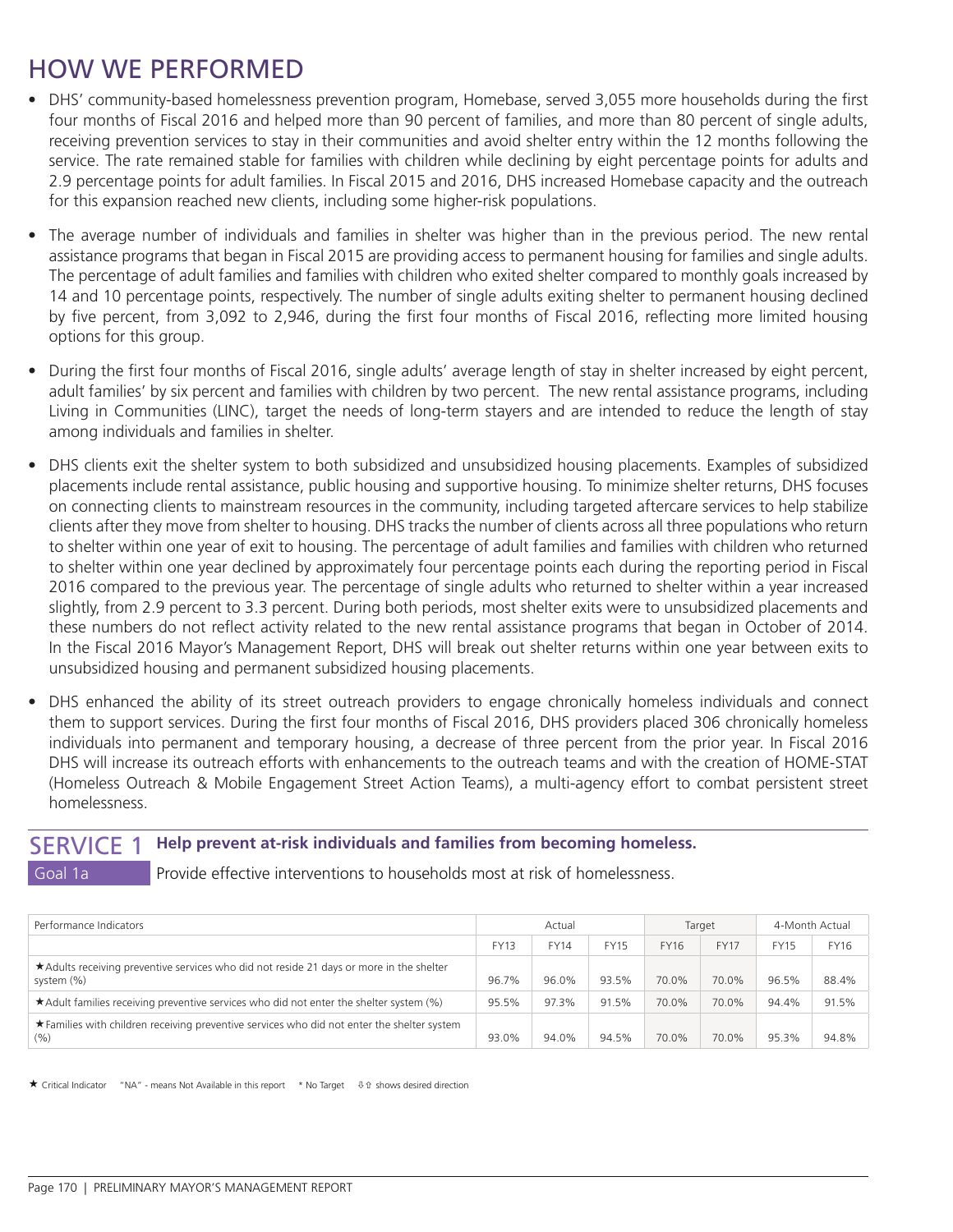# HOW WE PERFORMED

- DHS' community-based homelessness prevention program, Homebase, served 3,055 more households during the first four months of Fiscal 2016 and helped more than 90 percent of families, and more than 80 percent of single adults, receiving prevention services to stay in their communities and avoid shelter entry within the 12 months following the service. The rate remained stable for families with children while declining by eight percentage points for adults and 2.9 percentage points for adult families. In Fiscal 2015 and 2016, DHS increased Homebase capacity and the outreach for this expansion reached new clients, including some higher-risk populations.

- The average number of individuals and families in shelter was higher than in the previous period. The new rental assistance programs that began in Fiscal 2015 are providing access to permanent housing for families and single adults. The percentage of adult families and families with children who exited shelter compared to monthly goals increased by 14 and 10 percentage points, respectively. The number of single adults exiting shelter to permanent housing declined by five percent, from 3,092 to 2,946, during the first four months of Fiscal 2016, reflecting more limited housing options for this group.

- During the first four months of Fiscal 2016, single adults' average length of stay in shelter increased by eight percent, adult families' by six percent and families with children by two percent. The new rental assistance programs, including Living in Communities (LINC), target the needs of long-term stayers and are intended to reduce the length of stay among individuals and families in shelter.

- DHS clients exit the shelter system to both subsidized and unsubsidized housing placements. Examples of subsidized placements include rental assistance, public housing and supportive housing. To minimize shelter returns, DHS focuses on connecting clients to mainstream resources in the community, including targeted aftercare services to help stabilize clients after they move from shelter to housing. DHS tracks the number of clients across all three populations who return to shelter within one year of exit to housing. The percentage of adult families and families with children who returned to shelter within one year declined by approximately four percentage points each during the reporting period in Fiscal 2016 compared to the previous year. The percentage of single adults who returned to shelter within a year increased slightly, from 2.9 percent to 3.3 percent. During both periods, most shelter exits were to unsubsidized placements and these numbers do not reflect activity related to the new rental assistance programs that began in October of 2014. In the Fiscal 2016 Mayor's Management Report, DHS will break out shelter returns within one year between exits to unsubsidized housing and permanent subsidized housing placements.

- DHS enhanced the ability of its street outreach providers to engage chronically homeless individuals and connect them to support services. During the first four months of Fiscal 2016, DHS providers placed 306 chronically homeless individuals into permanent and temporary housing, a decrease of three percent from the prior year. In Fiscal 2016 DHS will increase its outreach efforts with enhancements to the outreach teams and with the creation of HOME-STAT (Homeless Outreach & Mobile Engagement Street Action Teams), a multi-agency effort to combat persistent street homelessness.

## SERVICE 1 Help prevent at-risk individuals and families from becoming homeless.

**Goal 1a** Provide effective interventions to households most at risk of homelessness.

| Performance Indicators | Actual | | | Target | | 4-Month Actual | |
|---|---|---|---|---|---|---|---|
| | FY13 | FY14 | FY15 | FY16 | FY17 | FY15 | FY16 |
| ★Adults receiving preventive services who did not reside 21 days or more in the shelter system (%) | 96.7% | 96.0% | 93.5% | 70.0% | 70.0% | 96.5% | 88.4% |
| ★Adult families receiving preventive services who did not enter the shelter system (%) | 95.5% | 97.3% | 91.5% | 70.0% | 70.0% | 94.4% | 91.5% |
| ★Families with children receiving preventive services who did not enter the shelter system (%) | 93.0% | 94.0% | 94.5% | 70.0% | 70.0% | 95.3% | 94.8% |

★ Critical Indicator "NA" - means Not Available in this report * No Target ⇩⇧ shows desired direction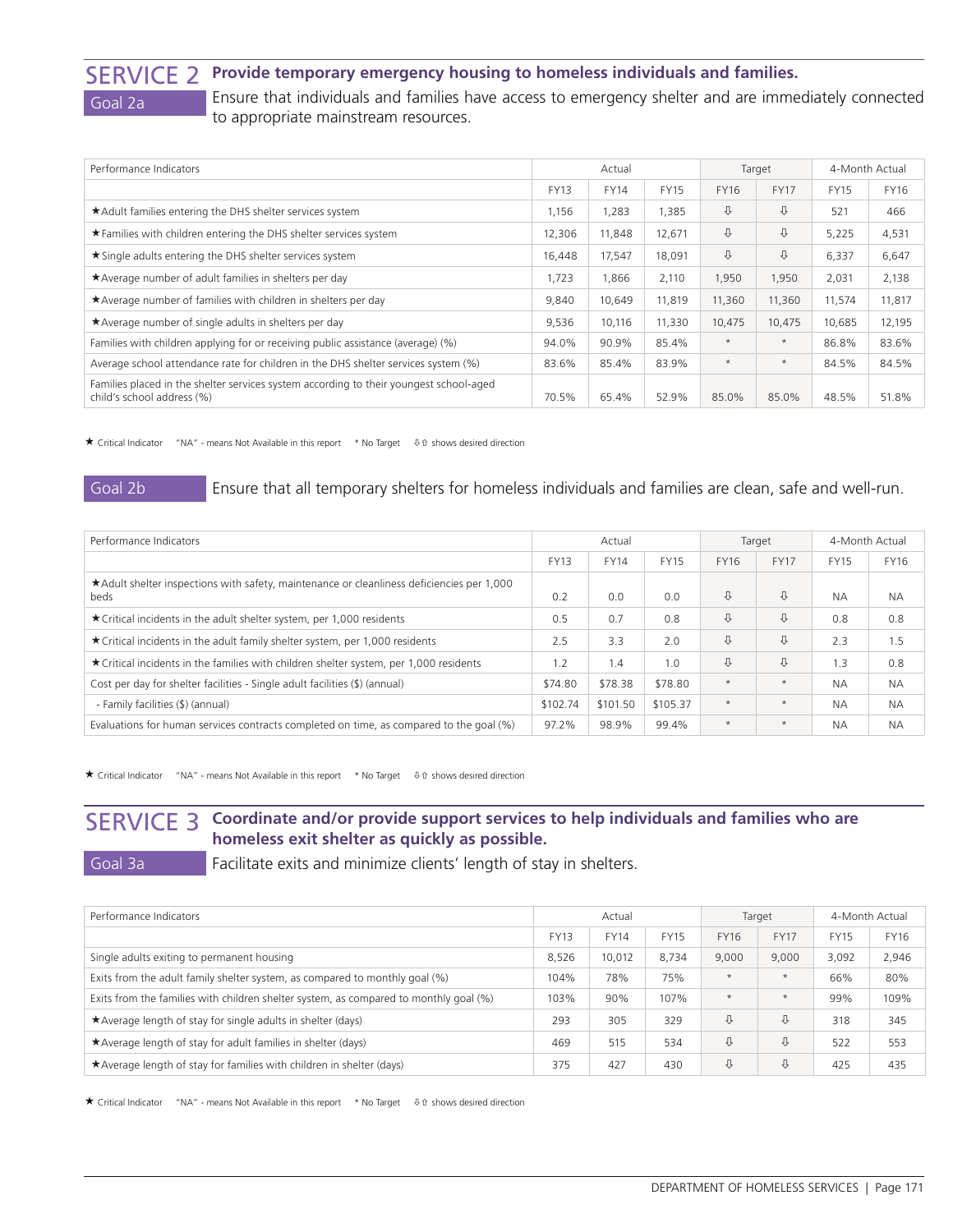## SERVICE 2 Provide temporary emergency housing to homeless individuals and families.

### Goal 2a

Ensure that individuals and families have access to emergency shelter and are immediately connected to appropriate mainstream resources.

| Performance Indicators | Actual | | | Target | | 4-Month Actual | |
|---|---|---|---|---|---|---|---|
| | FY13 | FY14 | FY15 | FY16 | FY17 | FY15 | FY16 |
| ★Adult families entering the DHS shelter services system | 1,156 | 1,283 | 1,385 | ⇩ | ⇩ | 521 | 466 |
| ★Families with children entering the DHS shelter services system | 12,306 | 11,848 | 12,671 | ⇩ | ⇩ | 5,225 | 4,531 |
| ★Single adults entering the DHS shelter services system | 16,448 | 17,547 | 18,091 | ⇩ | ⇩ | 6,337 | 6,647 |
| ★Average number of adult families in shelters per day | 1,723 | 1,866 | 2,110 | 1,950 | 1,950 | 2,031 | 2,138 |
| ★Average number of families with children in shelters per day | 9,840 | 10,649 | 11,819 | 11,360 | 11,360 | 11,574 | 11,817 |
| ★Average number of single adults in shelters per day | 9,536 | 10,116 | 11,330 | 10,475 | 10,475 | 10,685 | 12,195 |
| Families with children applying for or receiving public assistance (average) (%) | 94.0% | 90.9% | 85.4% | * | * | 86.8% | 83.6% |
| Average school attendance rate for children in the DHS shelter services system (%) | 83.6% | 85.4% | 83.9% | * | * | 84.5% | 84.5% |
| Families placed in the shelter services system according to their youngest school-aged child's school address (%) | 70.5% | 65.4% | 52.9% | 85.0% | 85.0% | 48.5% | 51.8% |

★ Critical Indicator "NA" - means Not Available in this report * No Target ⇩⇧ shows desired direction

### Goal 2b

Ensure that all temporary shelters for homeless individuals and families are clean, safe and well-run.

| Performance Indicators | Actual | | | Target | | 4-Month Actual | |
|---|---|---|---|---|---|---|---|
| | FY13 | FY14 | FY15 | FY16 | FY17 | FY15 | FY16 |
| ★Adult shelter inspections with safety, maintenance or cleanliness deficiencies per 1,000 beds | 0.2 | 0.0 | 0.0 | ⇩ | ⇩ | NA | NA |
| ★Critical incidents in the adult shelter system, per 1,000 residents | 0.5 | 0.7 | 0.8 | ⇩ | ⇩ | 0.8 | 0.8 |
| ★Critical incidents in the adult family shelter system, per 1,000 residents | 2.5 | 3.3 | 2.0 | ⇩ | ⇩ | 2.3 | 1.5 |
| ★Critical incidents in the families with children shelter system, per 1,000 residents | 1.2 | 1.4 | 1.0 | ⇩ | ⇩ | 1.3 | 0.8 |
| Cost per day for shelter facilities - Single adult facilities ($) (annual) | $74.80 | $78.38 | $78.80 | * | * | NA | NA |
| - Family facilities ($) (annual) | $102.74 | $101.50 | $105.37 | * | * | NA | NA |
| Evaluations for human services contracts completed on time, as compared to the goal (%) | 97.2% | 98.9% | 99.4% | * | * | NA | NA |

★ Critical Indicator "NA" - means Not Available in this report * No Target ⇩⇧ shows desired direction

## SERVICE 3 Coordinate and/or provide support services to help individuals and families who are homeless exit shelter as quickly as possible.

### Goal 3a

Facilitate exits and minimize clients' length of stay in shelters.

| Performance Indicators | Actual | | | Target | | 4-Month Actual | |
|---|---|---|---|---|---|---|---|
| | FY13 | FY14 | FY15 | FY16 | FY17 | FY15 | FY16 |
| Single adults exiting to permanent housing | 8,526 | 10,012 | 8,734 | 9,000 | 9,000 | 3,092 | 2,946 |
| Exits from the adult family shelter system, as compared to monthly goal (%) | 104% | 78% | 75% | * | * | 66% | 80% |
| Exits from the families with children shelter system, as compared to monthly goal (%) | 103% | 90% | 107% | * | * | 99% | 109% |
| ★Average length of stay for single adults in shelter (days) | 293 | 305 | 329 | ⇩ | ⇩ | 318 | 345 |
| ★Average length of stay for adult families in shelter (days) | 469 | 515 | 534 | ⇩ | ⇩ | 522 | 553 |
| ★Average length of stay for families with children in shelter (days) | 375 | 427 | 430 | ⇩ | ⇩ | 425 | 435 |

★ Critical Indicator "NA" - means Not Available in this report * No Target ⇩⇧ shows desired direction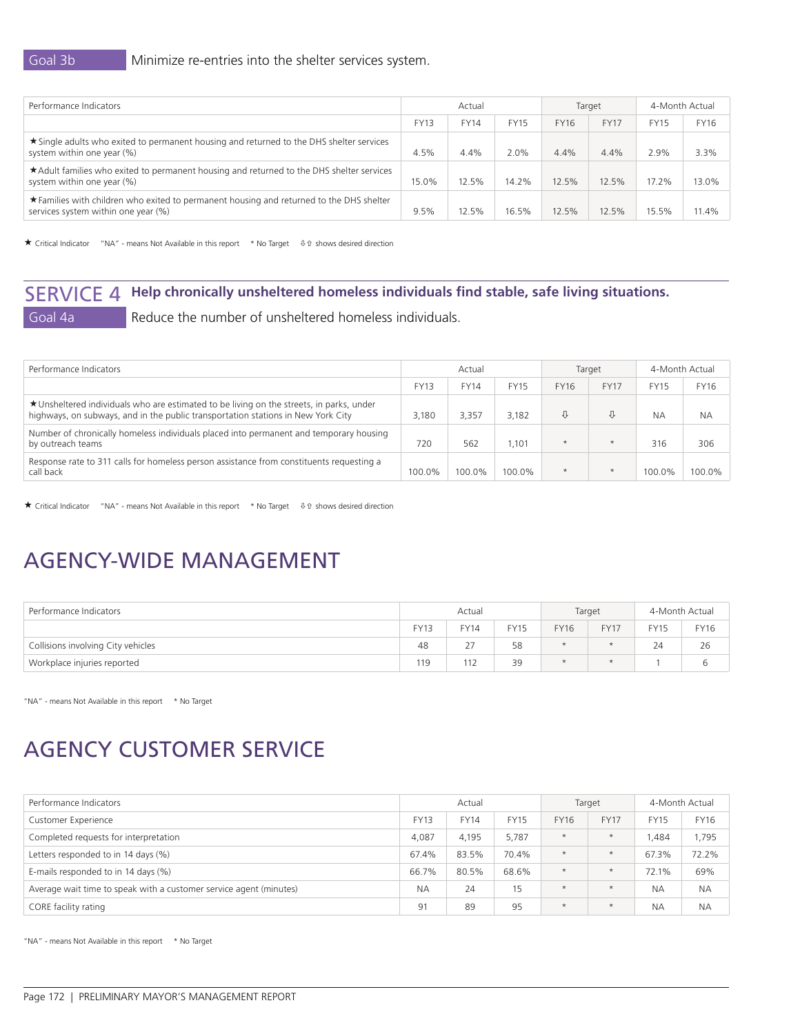**Goal 3b** Minimize re-entries into the shelter services system.

| Performance Indicators | Actual | | | Target | | 4-Month Actual | |
|---|---|---|---|---|---|---|---|
| | FY13 | FY14 | FY15 | FY16 | FY17 | FY15 | FY16 |
| ★Single adults who exited to permanent housing and returned to the DHS shelter services system within one year (%) | 4.5% | 4.4% | 2.0% | 4.4% | 4.4% | 2.9% | 3.3% |
| ★Adult families who exited to permanent housing and returned to the DHS shelter services system within one year (%) | 15.0% | 12.5% | 14.2% | 12.5% | 12.5% | 17.2% | 13.0% |
| ★Families with children who exited to permanent housing and returned to the DHS shelter services system within one year (%) | 9.5% | 12.5% | 16.5% | 12.5% | 12.5% | 15.5% | 11.4% |

★ Critical Indicator "NA" - means Not Available in this report * No Target ⇩⇧ shows desired direction

## SERVICE 4 Help chronically unsheltered homeless individuals find stable, safe living situations.

**Goal 4a** Reduce the number of unsheltered homeless individuals.

| Performance Indicators | Actual | | | Target | | 4-Month Actual | |
|---|---|---|---|---|---|---|---|
| | FY13 | FY14 | FY15 | FY16 | FY17 | FY15 | FY16 |
| ★Unsheltered individuals who are estimated to be living on the streets, in parks, under highways, on subways, and in the public transportation stations in New York City | 3,180 | 3,357 | 3,182 | ⇩ | ⇩ | NA | NA |
| Number of chronically homeless individuals placed into permanent and temporary housing by outreach teams | 720 | 562 | 1,101 | * | * | 316 | 306 |
| Response rate to 311 calls for homeless person assistance from constituents requesting a call back | 100.0% | 100.0% | 100.0% | * | * | 100.0% | 100.0% |

★ Critical Indicator "NA" - means Not Available in this report * No Target ⇩⇧ shows desired direction

# AGENCY-WIDE MANAGEMENT

| Performance Indicators | Actual | | | Target | | 4-Month Actual | |
|---|---|---|---|---|---|---|---|
| | FY13 | FY14 | FY15 | FY16 | FY17 | FY15 | FY16 |
| Collisions involving City vehicles | 48 | 27 | 58 | * | * | 24 | 26 |
| Workplace injuries reported | 119 | 112 | 39 | * | * | 1 | 6 |

"NA" - means Not Available in this report * No Target

# AGENCY CUSTOMER SERVICE

| Performance Indicators | Actual | | | Target | | 4-Month Actual | |
|---|---|---|---|---|---|---|---|
| Customer Experience | FY13 | FY14 | FY15 | FY16 | FY17 | FY15 | FY16 |
| Completed requests for interpretation | 4,087 | 4,195 | 5,787 | * | * | 1,484 | 1,795 |
| Letters responded to in 14 days (%) | 67.4% | 83.5% | 70.4% | * | * | 67.3% | 72.2% |
| E-mails responded to in 14 days (%) | 66.7% | 80.5% | 68.6% | * | * | 72.1% | 69% |
| Average wait time to speak with a customer service agent (minutes) | NA | 24 | 15 | * | * | NA | NA |
| CORE facility rating | 91 | 89 | 95 | * | * | NA | NA |

"NA" - means Not Available in this report * No Target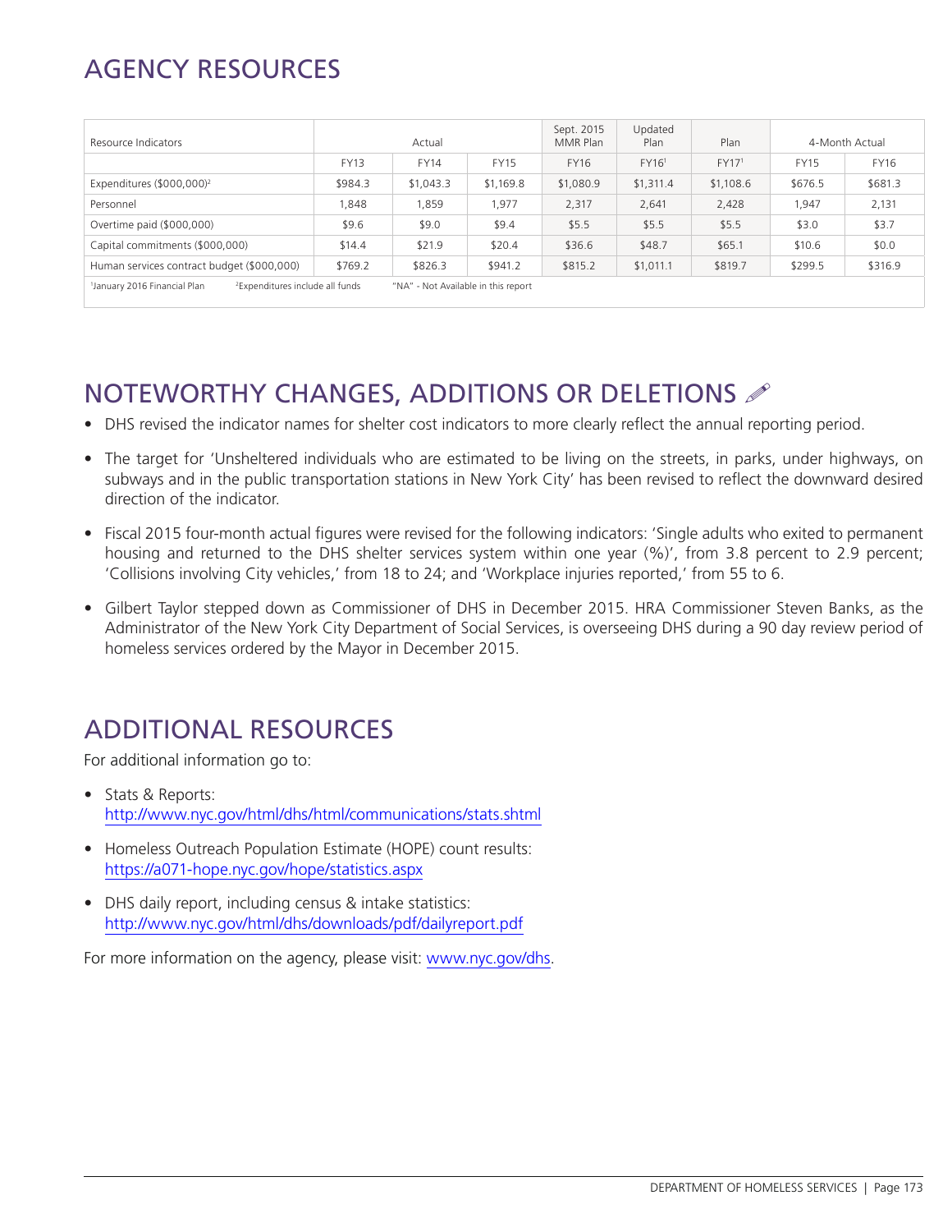# AGENCY RESOURCES

| Resource Indicators | Actual | | | Sept. 2015 MMR Plan | Updated Plan | Plan | 4-Month Actual | |
|---|---|---|---|---|---|---|---|---|
| | FY13 | FY14 | FY15 | FY16 | FY16[1] | FY17[1] | FY15 | FY16 |
| Expenditures ($000,000)[2] | $984.3 | $1,043.3 | $1,169.8 | $1,080.9 | $1,311.4 | $1,108.6 | $676.5 | $681.3 |
| Personnel | 1,848 | 1,859 | 1,977 | 2,317 | 2,641 | 2,428 | 1,947 | 2,131 |
| Overtime paid ($000,000) | $9.6 | $9.0 | $9.4 | $5.5 | $5.5 | $5.5 | $3.0 | $3.7 |
| Capital commitments ($000,000) | $14.4 | $21.9 | $20.4 | $36.6 | $48.7 | $65.1 | $10.6 | $0.0 |
| Human services contract budget ($000,000) | $769.2 | $826.3 | $941.2 | $815.2 | $1,011.1 | $819.7 | $299.5 | $316.9 |

[1]January 2016 Financial Plan [2]Expenditures include all funds "NA" - Not Available in this report

# NOTEWORTHY CHANGES, ADDITIONS OR DELETIONS

- DHS revised the indicator names for shelter cost indicators to more clearly reflect the annual reporting period.
- The target for 'Unsheltered individuals who are estimated to be living on the streets, in parks, under highways, on subways and in the public transportation stations in New York City' has been revised to reflect the downward desired direction of the indicator.
- Fiscal 2015 four-month actual figures were revised for the following indicators: 'Single adults who exited to permanent housing and returned to the DHS shelter services system within one year (%)', from 3.8 percent to 2.9 percent; 'Collisions involving City vehicles,' from 18 to 24; and 'Workplace injuries reported,' from 55 to 6.
- Gilbert Taylor stepped down as Commissioner of DHS in December 2015. HRA Commissioner Steven Banks, as the Administrator of the New York City Department of Social Services, is overseeing DHS during a 90 day review period of homeless services ordered by the Mayor in December 2015.

# ADDITIONAL RESOURCES

For additional information go to:

- Stats & Reports:
  http://www.nyc.gov/html/dhs/html/communications/stats.shtml
- Homeless Outreach Population Estimate (HOPE) count results:
  https://a071-hope.nyc.gov/hope/statistics.aspx
- DHS daily report, including census & intake statistics:
  http://www.nyc.gov/html/dhs/downloads/pdf/dailyreport.pdf

For more information on the agency, please visit: www.nyc.gov/dhs.